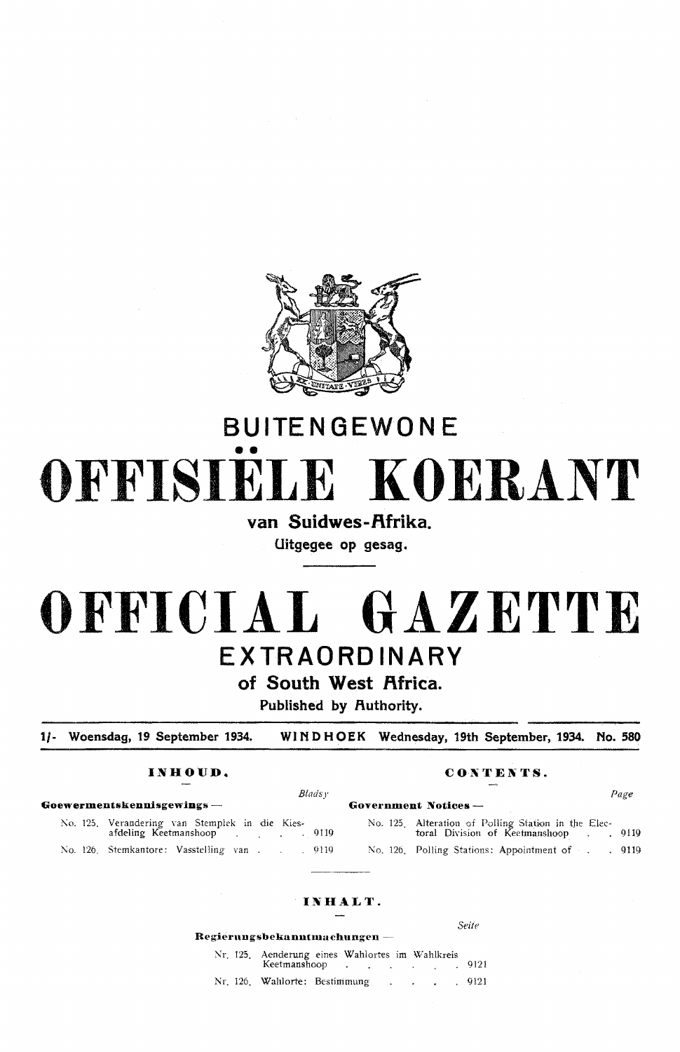# BUITENGEWONE

# OFFISIËLE KOERANT

**van Suidwes-Afrika.**

Uitgegee op gesag.

# OFFICIAL GAZETTE

# EXTRAORDINARY

**of South West Africa.**

Published by Authority.

**1/- Woensdag, 19 September 1934. WINDHOEK Wednesday, 19th September, 1934. No. 580**

## INHOUD.

| | Bladsy |
|---|---|
| **Goewermentskennisgewings —** | |
| No. 125. Verandering van Stemplek in die Kiesafdeling Keetmanshoop | 9119 |
| No. 126. Stemkantore: Vasstelling van | 9119 |

## CONTENTS.

| | Page |
|---|---|
| **Government Notices —** | |
| No. 125. Alteration of Polling Station in the Electoral Division of Keetmanshoop | 9119 |
| No. 126. Polling Stations: Appointment of | 9119 |

## INHALT.

| | Seite |
|---|---|
| **Regierungsbekanntmachungen —** | |
| Nr. 125. Aenderung eines Wahlortes im Wahlkreis Keetmanshoop | 9121 |
| Nr. 126. Wahlorte: Bestimmung | 9121 |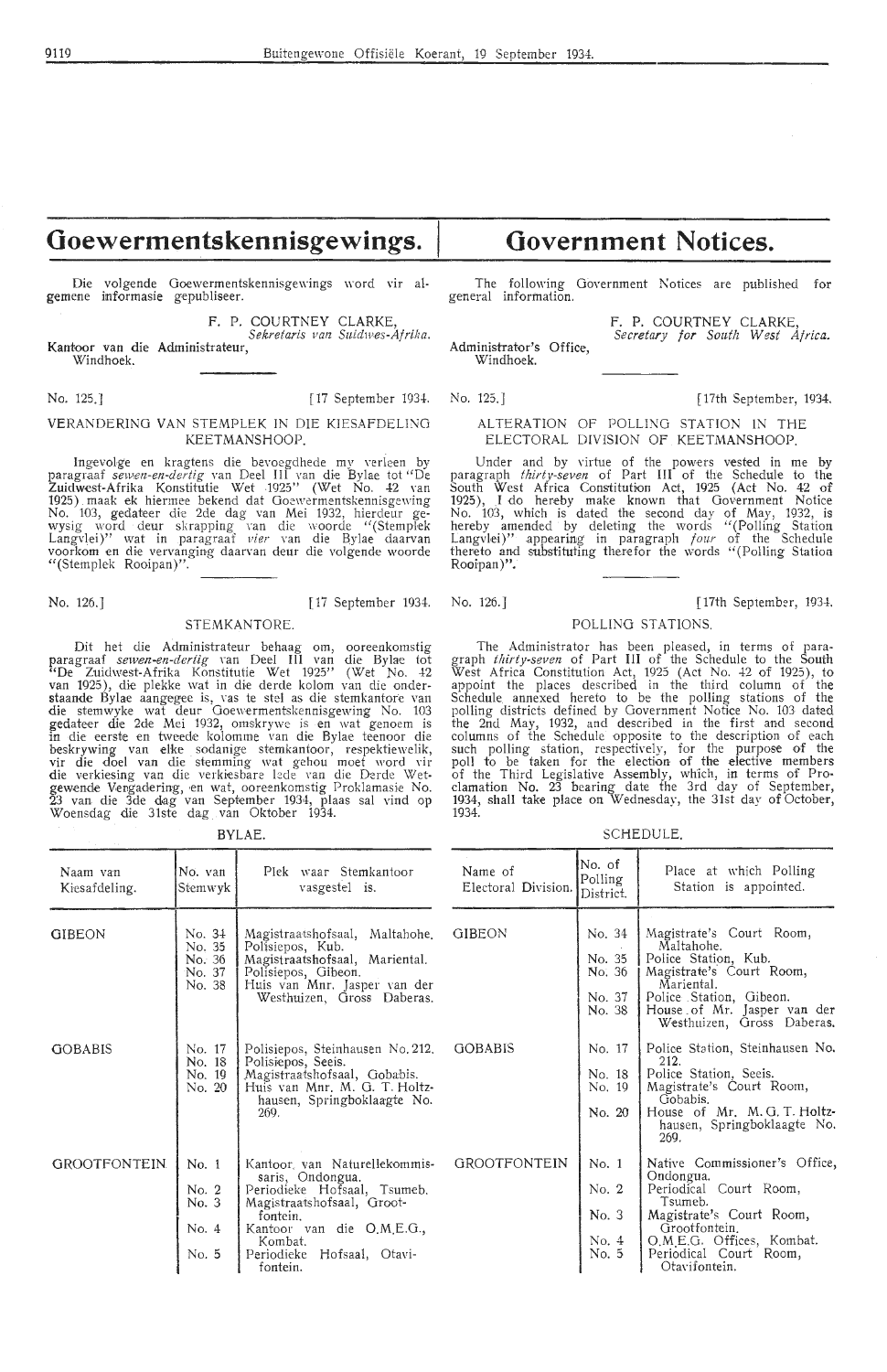# Goewermentskennisgewings.

Die volgende Goewermentskennisgewings word vir algemene informasie gepubliseer.

F. P. COURTNEY CLARKE,
*Sekretaris van Suidwes-Afrika.*

Kantoor van die Administrateur,
Windhoek.

No. 125.] [17 September 1934.

VERANDERING VAN STEMPLEK IN DIE KIESAFDELING KEETMANSHOOP.

Ingevolge en kragtens die bevoegdhede my verleen by paragraaf *sewen-en-dertig* van Deel III van die Bylae tot "De Zuidwest-Afrika Konstitutie Wet 1925" (Wet No. 42 van 1925) maak ek hiermee bekend dat Goewermentskennisgewing No. 103, gedateer die 2de dag van Mei 1932, hierdeur gewysig word deur skrapping van die woorde "(Stemplek Langvlei)" wat in paragraaf *vier* van die Bylae daarvan voorkom en die vervanging daarvan deur die volgende woorde "(Stemplek Rooipan)".

No. 126.] [17 September 1934.

STEMKANTORE.

Dit het die Administrateur behaag om, ooreenkomstig paragraaf *sewen-en-dertig* van Deel III van die Bylae tot "De Zuidwest-Afrika Konstitutie Wet 1925" (Wet No. 42 van 1925), die plekke wat in die derde kolom van die onderstaande Bylae aangegee is, vas te stel as die stemkantore van die stemwyke wat deur Goewermentskennisgewing No. 103 gedateer die 2de Mei 1932, omskrywe is en wat genoem is in die eerste en tweede kolomme van die Bylae teenoor die beskrywing van elke sodanige stemkantoor, respektiewelik, vir die doel van die stemming wat gehou moet word vir die verkiesing van die verkiesbare lede van die Derde Wetgewende Vergadering, en wat, ooreenkomstig Proklamasie No. 23 van die 3de dag van September 1934, plaas sal vind op Woensdag die 31ste dag van Oktober 1934.

BYLAE.

| Naam van Kiesafdeling. | No. van Stemwyk | Plek waar Stemkantoor vasgestel is. |
|---|---|---|
| GIBEON | No. 34 | Magistraatshofsaal, Maltahohe. |
| | No. 35 | Polisiepos, Kub. |
| | No. 36 | Magistraatshofsaal, Mariental. |
| | No. 37 | Polisiepos, Gibeon. |
| | No. 38 | Huis van Mnr. Jasper van der Westhuizen, Gross Daberas. |
| GOBABIS | No. 17 | Polisiepos, Steinhausen No. 212. |
| | No. 18 | Polisiepos, Seeis. |
| | No. 19 | Magistraatshofsaal, Gobabis. |
| | No. 20 | Huis van Mnr. M. G. T. Holtzhausen, Springboklaagte No. 269. |
| GROOTFONTEIN | No. 1 | Kantoor van Naturellekommissaris, Ondongua. |
| | No. 2 | Periodieke Hofsaal, Tsumeb. |
| | No. 3 | Magistraatshofsaal, Grootfontein. |
| | No. 4 | Kantoor van die O.M.E.G., Kombat. |
| | No. 5 | Periodieke Hofsaal, Otavifontein. |

# Government Notices.

The following Government Notices are published for general information.

F. P. COURTNEY CLARKE,
*Secretary for South West Africa.*

Administrator's Office,
Windhoek.

No. 125.] [17th September, 1934.

ALTERATION OF POLLING STATION IN THE ELECTORAL DIVISION OF KEETMANSHOOP.

Under and by virtue of the powers vested in me by paragraph *thirty-seven* of Part III of the Schedule to the South West Africa Constitution Act, 1925 (Act No. 42 of 1925), I do hereby make known that Government Notice No. 103, which is dated the second day of May, 1932, is hereby amended by deleting the words "(Polling Station Langvlei)" appearing in paragraph *four* of the Schedule thereto and substituting therefor the words "(Polling Station Rooipan)".

No. 126.] [17th September, 1934.

POLLING STATIONS.

The Administrator has been pleased, in terms of paragraph *thirty-seven* of Part III of the Schedule to the South West Africa Constitution Act, 1925 (Act No. 42 of 1925), to appoint the places described in the third column of the Schedule annexed hereto to be the polling stations of the polling districts defined by Government Notice No. 103 dated the 2nd May, 1932, and described in the first and second columns of the Schedule opposite to the description of each such polling station, respectively, for the purpose of the poll to be taken for the election of the elective members of the Third Legislative Assembly, which, in terms of Proclamation No. 23 bearing date the 3rd day of September, 1934, shall take place on Wednesday, the 31st day of October, 1934.

SCHEDULE.

| Name of Electoral Division. | No. of Polling District. | Place at which Polling Station is appointed. |
|---|---|---|
| GIBEON | No. 34 | Magistrate's Court Room, Maltahohe. |
| | No. 35 | Police Station, Kub. |
| | No. 36 | Magistrate's Court Room, Mariental. |
| | No. 37 | Police Station, Gibeon. |
| | No. 38 | House of Mr. Jasper van der Westhuizen, Gross Daberas. |
| GOBABIS | No. 17 | Police Station, Steinhausen No. 212. |
| | No. 18 | Police Station, Seeis. |
| | No. 19 | Magistrate's Court Room, Gobabis. |
| | No. 20 | House of Mr. M. G. T. Holtzhausen, Springboklaagte No. 269. |
| GROOTFONTEIN | No. 1 | Native Commissioner's Office, Ondongua. |
| | No. 2 | Periodical Court Room, Tsumeb. |
| | No. 3 | Magistrate's Court Room, Grootfontein. |
| | No. 4 | O.M.E.G. Offices, Kombat. |
| | No. 5 | Periodical Court Room, Otavifontein. |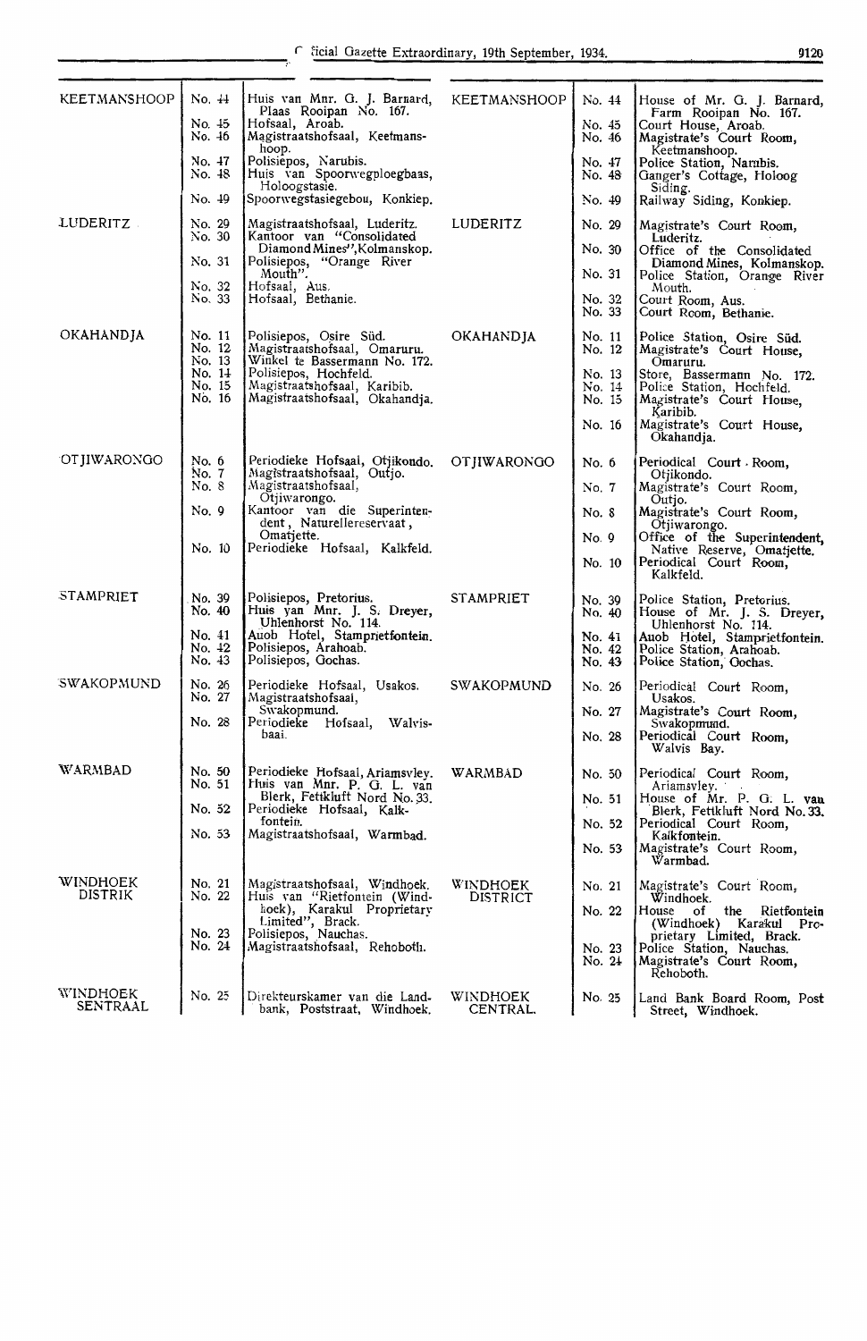| | | | | | |
|---|---|---|---|---|---|
| KEETMANSHOOP | No. 44 | Huis van Mnr. G. J. Barnard, Plaas Rooipan No. 167. | KEETMANSHOOP | No. 44 | House of Mr. G. J. Barnard, Farm Rooipan No. 167. |
| | No. 45 | Hofsaal, Aroab. | | No. 45 | Court House, Aroab. |
| | No. 46 | Magistraatshofsaal, Keetmanshoop. | | No. 46 | Magistrate's Court Room, Keetmanshoop. |
| | No. 47 | Polisiepos, Narubis. | | No. 47 | Police Station, Narubis. |
| | No. 48 | Huis van Spoorwegploegbaas, Holoogstasie. | | No. 48 | Ganger's Cottage, Holoog Siding. |
| | No. 49 | Spoorwegstasiegebou, Konkiep. | | No. 49 | Railway Siding, Konkiep. |
| LUDERITZ | No. 29 | Magistraatshofsaal, Luderitz. | LUDERITZ | No. 29 | Magistrate's Court Room, Luderitz. |
| | No. 30 | Kantoor van "Consolidated Diamond Mines", Kolmanskop. | | No. 30 | Office of the Consolidated Diamond Mines, Kolmanskop. |
| | No. 31 | Polisiepos, "Orange River Mouth". | | No. 31 | Police Station, Orange River Mouth. |
| | No. 32 | Hofsaal, Aus. | | No. 32 | Court Room, Aus. |
| | No. 33 | Hofsaal, Bethanie. | | No. 33 | Court Room, Bethanie. |
| OKAHANDJA | No. 11 | Polisiepos, Osire Süd. | OKAHANDJA | No. 11 | Police Station, Osire Süd. |
| | No. 12 | Magistraatshofsaal, Omaruru. | | No. 12 | Magistrate's Court House, Omaruru. |
| | No. 13 | Winkel te Bassermann No. 172. | | No. 13 | Store, Bassermann No. 172. |
| | No. 14 | Polisiepos, Hochfeld. | | No. 14 | Police Station, Hochfeld. |
| | No. 15 | Magistraatshofsaal, Karibib. | | No. 15 | Magistrate's Court House, Karibib. |
| | No. 16 | Magistraatshofsaal, Okahandja. | | No. 16 | Magistrate's Court House, Okahandja. |
| OTJIWARONGO | No. 6 | Periodieke Hofsaal, Otjikondo. | OTJIWARONGO | No. 6 | Periodical Court Room, Otjikondo. |
| | No. 7 | Magistraatshofsaal, Outjo. | | No. 7 | Magistrate's Court Room, Outjo. |
| | No. 8 | Magistraatshofsaal, Otjiwarongo. | | No. 8 | Magistrate's Court Room, Otjiwarongo. |
| | No. 9 | Kantoor van die Superintendent, Naturellereservaat, Omatjette. | | No. 9 | Office of the Superintendent, Native Reserve, Omatjette. |
| | No. 10 | Periodieke Hofsaal, Kalkfeld. | | No. 10 | Periodical Court Room, Kalkfeld. |
| STAMPRIET | No. 39 | Polisiepos, Pretorius. | STAMPRIET | No. 39 | Police Station, Pretorius. |
| | No. 40 | Huis van Mnr. J. S. Dreyer, Uhlenhorst No. 114. | | No. 40 | House of Mr. J. S. Dreyer, Uhlenhorst No. 114. |
| | No. 41 | Auob Hotel, Stamprietfontein. | | No. 41 | Auob Hotel, Stamprietfontein. |
| | No. 42 | Polisiepos, Arahoab. | | No. 42 | Police Station, Arahoab. |
| | No. 43 | Polisiepos, Gochas. | | No. 43 | Police Station, Gochas. |
| SWAKOPMUND | No. 26 | Periodieke Hofsaal, Usakos. | SWAKOPMUND | No. 26 | Periodical Court Room, Usakos. |
| | No. 27 | Magistraatshofsaal, Swakopmund. | | No. 27 | Magistrate's Court Room, Swakopmund. |
| | No. 28 | Periodieke Hofsaal, Walvisbaai. | | No. 28 | Periodical Court Room, Walvis Bay. |
| WARMBAD | No. 50 | Periodieke Hofsaal, Ariamsvley. | WARMBAD | No. 50 | Periodical Court Room, Ariamsvley. |
| | No. 51 | Huis van Mnr. P. G. L. van Blerk, Fettkluft Nord No. 33. | | No. 51 | House of Mr. P. G. L. van Blerk, Fettkluft Nord No. 33. |
| | No. 52 | Periodieke Hofsaal, Kalkfontein. | | No. 52 | Periodical Court Room, Kalkfontein. |
| | No. 53 | Magistraatshofsaal, Warmbad. | | No. 53 | Magistrate's Court Room, Warmbad. |
| WINDHOEK DISTRIK | No. 21 | Magistraatshofsaal, Windhoek. | WINDHOEK DISTRICT | No. 21 | Magistrate's Court Room, Windhoek. |
| | No. 22 | Huis van "Rietfontein (Windhoek), Karakul Proprietary Limited", Brack. | | No. 22 | House of the Rietfontein (Windhoek) Karakul Proprietary Limited, Brack. |
| | No. 23 | Polisiepos, Nauchas. | | No. 23 | Police Station, Nauchas. |
| | No. 24 | Magistraatshofsaal, Rehoboth. | | No. 24 | Magistrate's Court Room, Rehoboth. |
| WINDHOEK SENTRAAL | No. 25 | Direkteurskamer van die Landbank, Poststraat, Windhoek. | WINDHOEK CENTRAL. | No. 25 | Land Bank Board Room, Post Street, Windhoek. |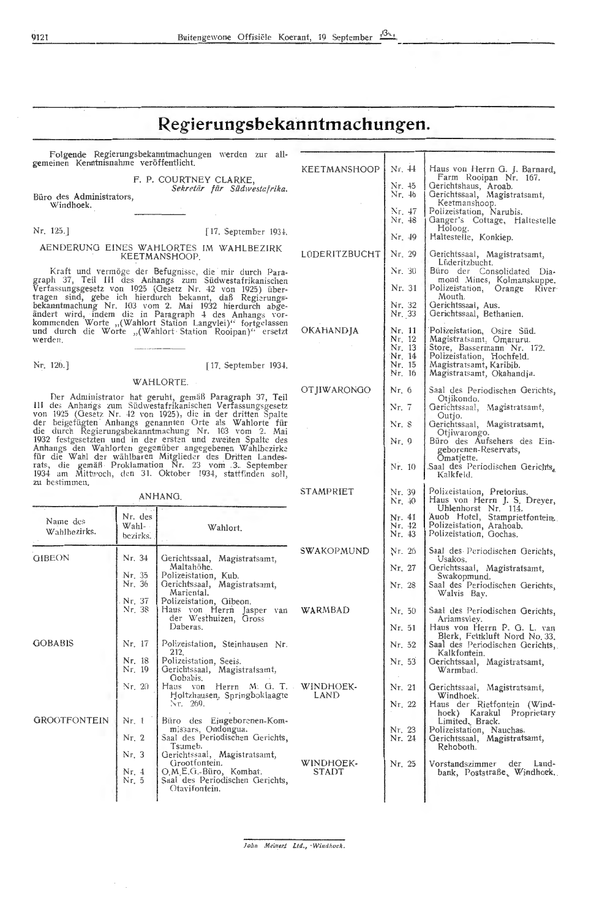# Regierungsbekanntmachungen.

Folgende Regierungsbekanntmachungen werden zur allgemeinen Kenntnisnahme veröffentlicht.

F. P. COURTNEY CLARKE,
*Sekretär für Südwestafrika.*

Büro des Administrators,
Windhoek.

Nr. 125.] [17. September 1934.

AENDERUNG EINES WAHLORTES IM WAHLBEZIRK KEETMANSHOOP.

Kraft und vermöge der Befugnisse, die mir durch Paragraph 37, Teil III des Anhangs zum Südwestafrikanischen Verfassungsgesetz von 1925 (Gesetz Nr. 42 von 1925) übertragen sind, gebe ich hierdurch bekannt, daß Regierungsbekanntmachung Nr. 103 vom 2. Mai 1932 hierdurch abgeändert wird, indem die in Paragraph 4 des Anhangs vorkommenden Worte „(Wahlort Station Langvlei)" fortgelassen und durch die Worte „(Wahlort Station Rooipan)" ersetzt werden.

Nr. 126.] [17. September 1934.

WAHLORTE.

Der Administrator hat geruht, gemäß Paragraph 37, Teil III des Anhangs zum Südwestafrikanischen Verfassungsgesetz von 1925 (Gesetz Nr. 42 von 1925), die in der dritten Spalte der beigefügten Anhangs genannten Orte als Wahlorte für die durch Regierungsbekanntmachung Nr. 103 vom 2. Mai 1932 festgesetzten und in der ersten und zweiten Spalte des Anhangs den Wahlorten gegenüber angegebenen Wahlbezirke für die Wahl der wählbaren Mitglieder des Dritten Landesrats, die gemäß Proklamation Nr. 23 vom 3. September 1934 am Mittwoch, den 31. Oktober 1934, stattfinden soll, zu bestimmen.

ANHANG.

| Name des Wahlbezirks. | Nr. des Wahlbezirks. | Wahlort. |
|---|---|---|
| GIBEON | Nr. 34 | Gerichtssaal, Magistratsamt, Maltahöhe. |
| | Nr. 35 | Polizeistation, Kub. |
| | Nr. 36 | Gerichtssaal, Magistratsamt, Mariental. |
| | Nr. 37 | Polizeistation, Gibeon. |
| | Nr. 38 | Haus von Herrn Jasper van der Westhuizen, Gross Daberas. |
| GOBABIS | Nr. 17 | Polizeistation, Steinhausen Nr. 212. |
| | Nr. 18 | Polizeistation, Seeis. |
| | Nr. 19 | Gerichtssaal, Magistratsamt, Gobabis. |
| | Nr. 20 | Haus von Herrn M. G. T. Holtzhausen, Springboklaagte Nr. 269. |
| GROOTFONTEIN | Nr. 1 | Büro des Eingeborenen-Kommissars, Ondongua. |
| | Nr. 2 | Saal des Periodischen Gerichts, Tsumeb. |
| | Nr. 3 | Gerichtssaal, Magistratsamt, Grootfontein. |
| | Nr. 4 | O.M.E.G.-Büro, Kombat. |
| | Nr. 5 | Saal des Periodischen Gerichts, Otavifontein. |
| KEETMANSHOOP | Nr. 44 | Haus von Herrn G. J. Barnard, Farm Rooipan Nr. 167. |
| | Nr. 45 | Gerichtshaus, Aroab. |
| | Nr. 46 | Gerichtssaal, Magistratsamt, Keetmanshoop. |
| | Nr. 47 | Polizeistation, Narubis. |
| | Nr. 48 | Ganger's Cottage, Haltestelle Holoog. |
| | Nr. 49 | Haltestelle, Konkiep. |
| LÜDERITZBUCHT | Nr. 29 | Gerichtssaal, Magistratsamt, Lüderitzbucht. |
| | Nr. 30 | Büro der Consolidated Diamond Mines, Kolmanskuppe. |
| | Nr. 31 | Polizeistation, Orange River Mouth. |
| | Nr. 32 | Gerichtssaal, Aus. |
| | Nr. 33 | Gerichtssaal, Bethanien. |
| OKAHANDJA | Nr. 11 | Polizeistation, Osire Süd. |
| | Nr. 12 | Magistratsamt, Omaruru. |
| | Nr. 13 | Store, Bassermann Nr. 172. |
| | Nr. 14 | Polizeistation, Hochfeld. |
| | Nr. 15 | Magistratsamt, Karibib. |
| | Nr. 16 | Magistratsamt, Okahandja. |
| OTJIWARONGO | Nr. 6 | Saal des Periodischen Gerichts, Otjikondo. |
| | Nr. 7 | Gerichtssaal, Magistratsamt, Outjo. |
| | Nr. 8 | Gerichtssaal, Magistratsamt, Otjiwarongo. |
| | Nr. 9 | Büro des Aufsehers des Eingeborenen-Reservats, Omatjette. |
| | Nr. 10 | Saal des Periodischen Gerichts, Kalkfeld. |
| STAMPRIET | Nr. 39 | Polizeistation, Pretorius. |
| | Nr. 40 | Haus von Herrn J. S. Dreyer, Uhlenhorst Nr. 114. |
| | Nr. 41 | Auob Hotel, Stamprietfontein. |
| | Nr. 42 | Polizeistation, Arahoab. |
| | Nr. 43 | Polizeistation, Gochas. |
| SWAKOPMUND | Nr. 26 | Saal des Periodischen Gerichts, Usakos. |
| | Nr. 27 | Gerichtssaal, Magistratsamt, Swakopmund. |
| | Nr. 28 | Saal des Periodischen Gerichts, Walvis Bay. |
| WARMBAD | Nr. 50 | Saal des Periodischen Gerichts, Ariamsvley. |
| | Nr. 51 | Haus von Herrn P. G. L. van Blerk, Fettkluft Nord No. 33. |
| | Nr. 52 | Saal des Periodischen Gerichts, Kalkfontein. |
| | Nr. 53 | Gerichtssaal, Magistratsamt, Warmbad. |
| WINDHOEK-LAND | Nr. 21 | Gerichtssaal, Magistratsamt, Windhoek. |
| | Nr. 22 | Haus der Rietfontein (Windhoek) Karakul Proprietary Limited, Brack. |
| | Nr. 23 | Polizeistation, Nauchas. |
| | Nr. 24 | Gerichtssaal, Magistratsamt, Rehoboth. |
| WINDHOEK-STADT | Nr. 25 | Vorstandszimmer der Landbank, Poststraße, Windhoek. |

*John Meinert Ltd., Windhoek.*